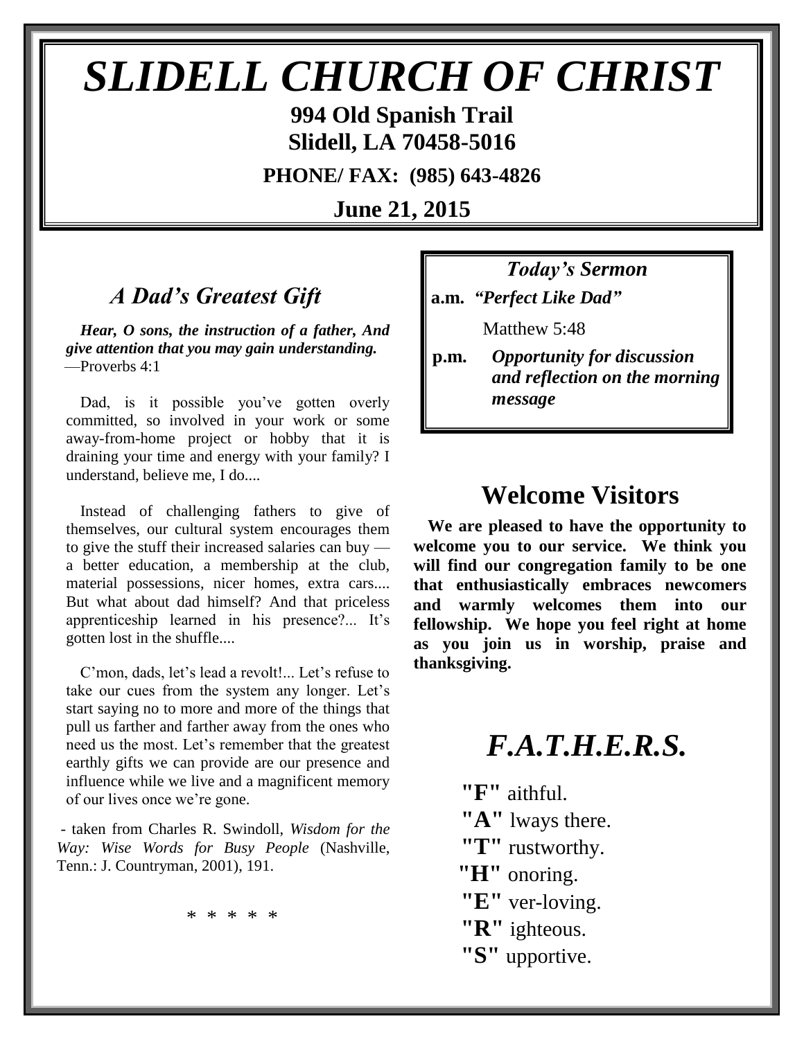# SLIDELL CHURCH OF CHRIST

**994 Old Spanish Trail**
**Slidell, LA 70458-5016**

**PHONE/ FAX: (985) 643-4826**

**June 21, 2015**

## *A Dad's Greatest Gift*

***Hear, O sons, the instruction of a father, And give attention that you may gain understanding.*** —Proverbs 4:1

Dad, is it possible you've gotten overly committed, so involved in your work or some away-from-home project or hobby that it is draining your time and energy with your family? I understand, believe me, I do....

Instead of challenging fathers to give of themselves, our cultural system encourages them to give the stuff their increased salaries can buy — a better education, a membership at the club, material possessions, nicer homes, extra cars.... But what about dad himself? And that priceless apprenticeship learned in his presence?... It's gotten lost in the shuffle....

C'mon, dads, let's lead a revolt!... Let's refuse to take our cues from the system any longer. Let's start saying no to more and more of the things that pull us farther and farther away from the ones who need us the most. Let's remember that the greatest earthly gifts we can provide are our presence and influence while we live and a magnificent memory of our lives once we're gone.

- taken from Charles R. Swindoll, *Wisdom for the Way: Wise Words for Busy People* (Nashville, Tenn.: J. Countryman, 2001), 191.

\* \* \* \* \*

### *Today's Sermon*

**a.m.** ***"Perfect Like Dad"***

Matthew 5:48

**p.m.** ***Opportunity for discussion and reflection on the morning message***

## Welcome Visitors

**We are pleased to have the opportunity to welcome you to our service. We think you will find our congregation family to be one that enthusiastically embraces newcomers and warmly welcomes them into our fellowship. We hope you feel right at home as you join us in worship, praise and thanksgiving.**

## *F.A.T.H.E.R.S.*

**"F"** aithful.
**"A"** lways there.
**"T"** rustworthy.
**"H"** onoring.
**"E"** ver-loving.
**"R"** ighteous.
**"S"** upportive.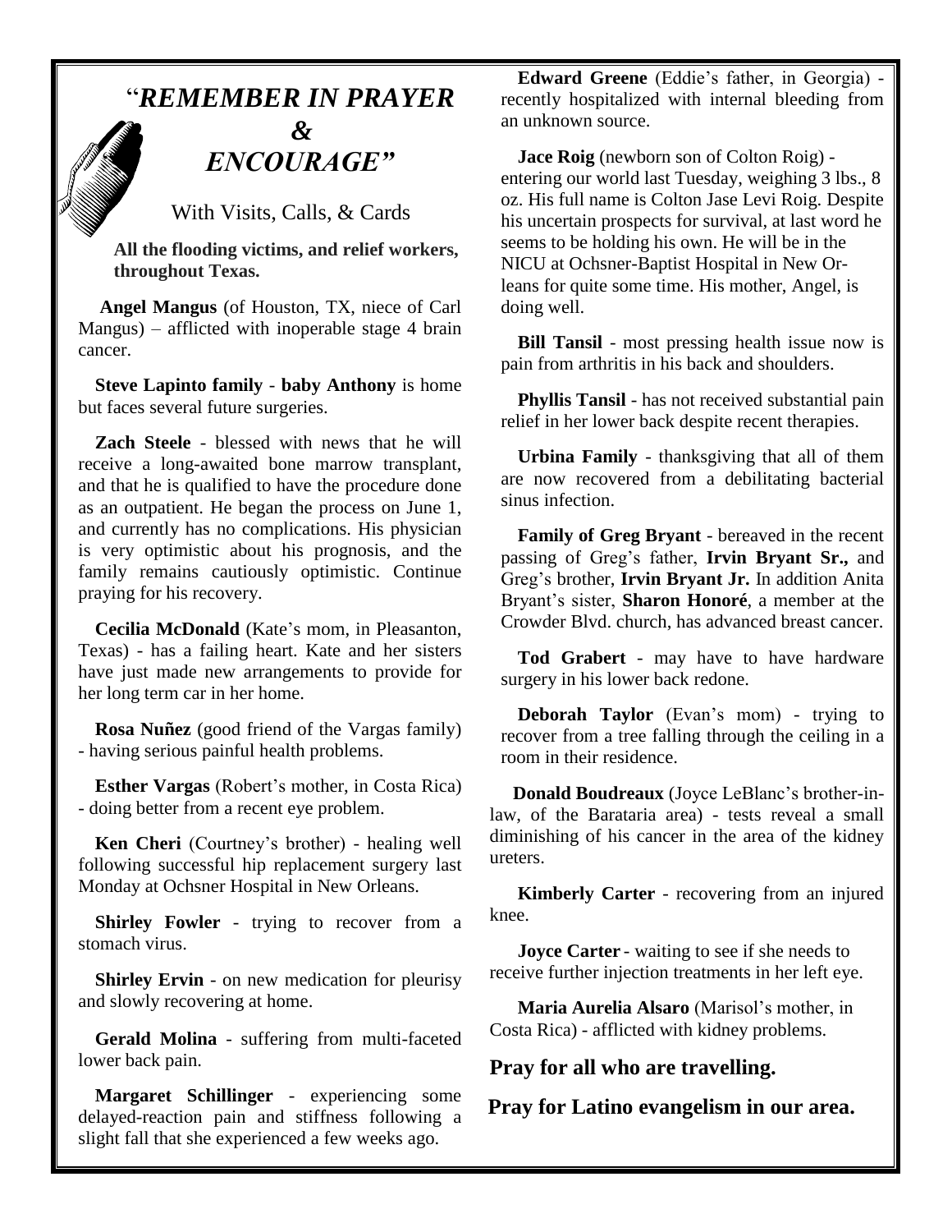# "*REMEMBER IN PRAYER & ENCOURAGE"*

With Visits, Calls, & Cards

**All the flooding victims, and relief workers, throughout Texas.**

**Angel Mangus** (of Houston, TX, niece of Carl Mangus) – afflicted with inoperable stage 4 brain cancer.

**Steve Lapinto family** - **baby Anthony** is home but faces several future surgeries.

**Zach Steele** - blessed with news that he will receive a long-awaited bone marrow transplant, and that he is qualified to have the procedure done as an outpatient. He began the process on June 1, and currently has no complications. His physician is very optimistic about his prognosis, and the family remains cautiously optimistic. Continue praying for his recovery.

**Cecilia McDonald** (Kate's mom, in Pleasanton, Texas) - has a failing heart. Kate and her sisters have just made new arrangements to provide for her long term car in her home.

**Rosa Nuñez** (good friend of the Vargas family) - having serious painful health problems.

**Esther Vargas** (Robert's mother, in Costa Rica) - doing better from a recent eye problem.

**Ken Cheri** (Courtney's brother) - healing well following successful hip replacement surgery last Monday at Ochsner Hospital in New Orleans.

**Shirley Fowler** - trying to recover from a stomach virus.

**Shirley Ervin** - on new medication for pleurisy and slowly recovering at home.

**Gerald Molina** - suffering from multi-faceted lower back pain.

**Margaret Schillinger** - experiencing some delayed-reaction pain and stiffness following a slight fall that she experienced a few weeks ago.

**Edward Greene** (Eddie's father, in Georgia) - recently hospitalized with internal bleeding from an unknown source.

**Jace Roig** (newborn son of Colton Roig) - entering our world last Tuesday, weighing 3 lbs., 8 oz. His full name is Colton Jase Levi Roig. Despite his uncertain prospects for survival, at last word he seems to be holding his own. He will be in the NICU at Ochsner-Baptist Hospital in New Orleans for quite some time. His mother, Angel, is doing well.

**Bill Tansil** - most pressing health issue now is pain from arthritis in his back and shoulders.

**Phyllis Tansil** - has not received substantial pain relief in her lower back despite recent therapies.

**Urbina Family** - thanksgiving that all of them are now recovered from a debilitating bacterial sinus infection.

**Family of Greg Bryant** - bereaved in the recent passing of Greg's father, **Irvin Bryant Sr.,** and Greg's brother, **Irvin Bryant Jr.** In addition Anita Bryant's sister, **Sharon Honoré**, a member at the Crowder Blvd. church, has advanced breast cancer.

**Tod Grabert** - may have to have hardware surgery in his lower back redone.

**Deborah Taylor** (Evan's mom) - trying to recover from a tree falling through the ceiling in a room in their residence.

**Donald Boudreaux** (Joyce LeBlanc's brother-in-law, of the Barataria area) - tests reveal a small diminishing of his cancer in the area of the kidney ureters.

**Kimberly Carter** - recovering from an injured knee.

**Joyce Carter** - waiting to see if she needs to receive further injection treatments in her left eye.

**Maria Aurelia Alsaro** (Marisol's mother, in Costa Rica) - afflicted with kidney problems.

**Pray for all who are travelling.**

**Pray for Latino evangelism in our area.**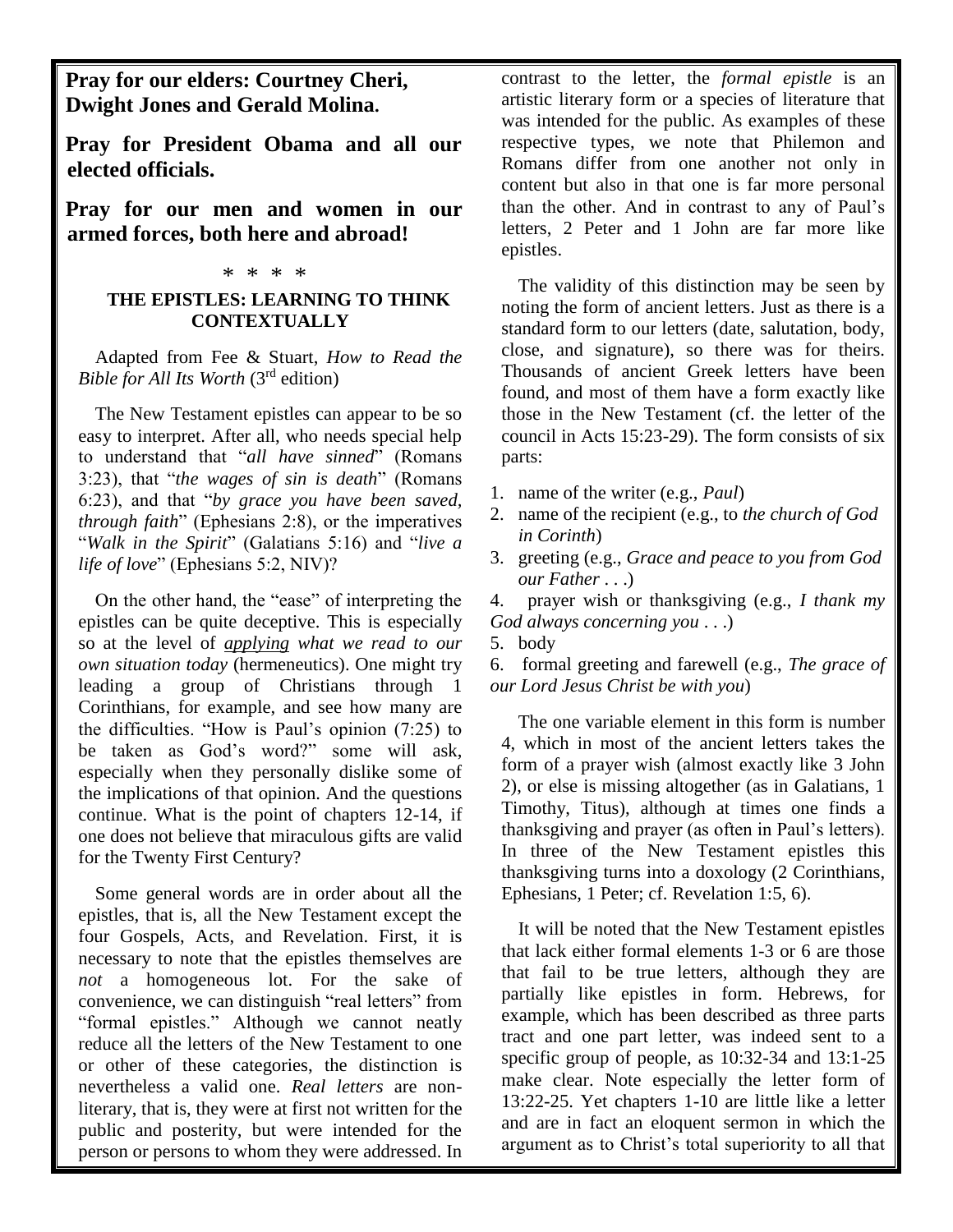**Pray for our elders: Courtney Cheri, Dwight Jones and Gerald Molina.**

**Pray for President Obama and all our elected officials.**

**Pray for our men and women in our armed forces, both here and abroad!**

\* \* \* \*

## THE EPISTLES: LEARNING TO THINK CONTEXTUALLY

Adapted from Fee & Stuart, *How to Read the Bible for All Its Worth* (3rd edition)

The New Testament epistles can appear to be so easy to interpret. After all, who needs special help to understand that "*all have sinned*" (Romans 3:23), that "*the wages of sin is death*" (Romans 6:23), and that "*by grace you have been saved, through faith*" (Ephesians 2:8), or the imperatives "*Walk in the Spirit*" (Galatians 5:16) and "*live a life of love*" (Ephesians 5:2, NIV)?

On the other hand, the "ease" of interpreting the epistles can be quite deceptive. This is especially so at the level of ***applying** what we read to our own situation today* (hermeneutics). One might try leading a group of Christians through 1 Corinthians, for example, and see how many are the difficulties. "How is Paul's opinion (7:25) to be taken as God's word?" some will ask, especially when they personally dislike some of the implications of that opinion. And the questions continue. What is the point of chapters 12-14, if one does not believe that miraculous gifts are valid for the Twenty First Century?

Some general words are in order about all the epistles, that is, all the New Testament except the four Gospels, Acts, and Revelation. First, it is necessary to note that the epistles themselves are *not* a homogeneous lot. For the sake of convenience, we can distinguish "real letters" from "formal epistles." Although we cannot neatly reduce all the letters of the New Testament to one or other of these categories, the distinction is nevertheless a valid one. *Real letters* are non-literary, that is, they were at first not written for the public and posterity, but were intended for the person or persons to whom they were addressed. In contrast to the letter, the *formal epistle* is an artistic literary form or a species of literature that was intended for the public. As examples of these respective types, we note that Philemon and Romans differ from one another not only in content but also in that one is far more personal than the other. And in contrast to any of Paul's letters, 2 Peter and 1 John are far more like epistles.

The validity of this distinction may be seen by noting the form of ancient letters. Just as there is a standard form to our letters (date, salutation, body, close, and signature), so there was for theirs. Thousands of ancient Greek letters have been found, and most of them have a form exactly like those in the New Testament (cf. the letter of the council in Acts 15:23-29). The form consists of six parts:

1. name of the writer (e.g., *Paul*)
2. name of the recipient (e.g., to *the church of God in Corinth*)
3. greeting (e.g., *Grace and peace to you from God our Father . . .*)
4. prayer wish or thanksgiving (e.g., *I thank my God always concerning you . . .*)
5. body
6. formal greeting and farewell (e.g., *The grace of our Lord Jesus Christ be with you*)

The one variable element in this form is number 4, which in most of the ancient letters takes the form of a prayer wish (almost exactly like 3 John 2), or else is missing altogether (as in Galatians, 1 Timothy, Titus), although at times one finds a thanksgiving and prayer (as often in Paul's letters). In three of the New Testament epistles this thanksgiving turns into a doxology (2 Corinthians, Ephesians, 1 Peter; cf. Revelation 1:5, 6).

It will be noted that the New Testament epistles that lack either formal elements 1-3 or 6 are those that fail to be true letters, although they are partially like epistles in form. Hebrews, for example, which has been described as three parts tract and one part letter, was indeed sent to a specific group of people, as 10:32-34 and 13:1-25 make clear. Note especially the letter form of 13:22-25. Yet chapters 1-10 are little like a letter and are in fact an eloquent sermon in which the argument as to Christ's total superiority to all that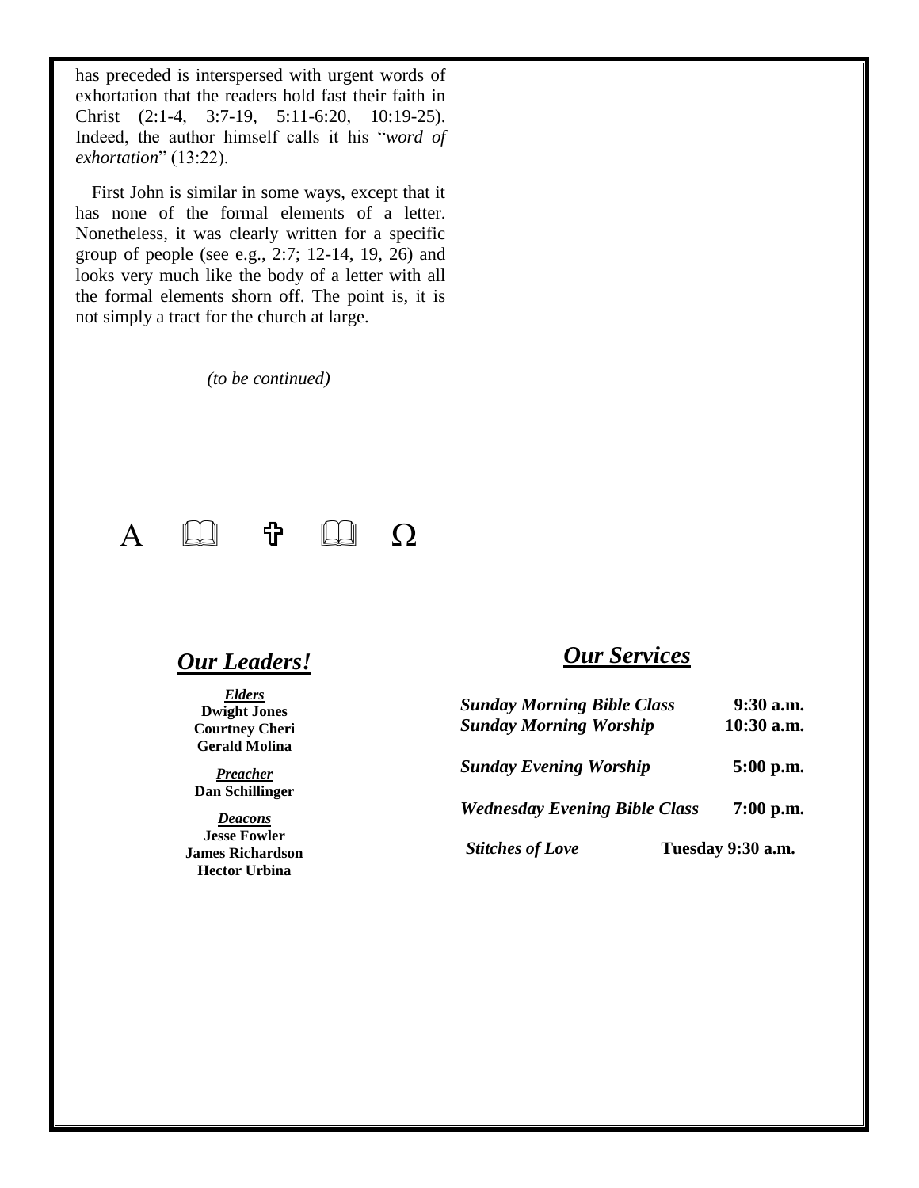has preceded is interspersed with urgent words of exhortation that the readers hold fast their faith in Christ (2:1-4, 3:7-19, 5:11-6:20, 10:19-25). Indeed, the author himself calls it his "*word of exhortation*" (13:22).

First John is similar in some ways, except that it has none of the formal elements of a letter. Nonetheless, it was clearly written for a specific group of people (see e.g., 2:7; 12-14, 19, 26) and looks very much like the body of a letter with all the formal elements shorn off. The point is, it is not simply a tract for the church at large.

*(to be continued)*

A 📖 ✞ 📖 Ω

## ***Our Leaders!***

***Elders***
**Dwight Jones**
**Courtney Cheri**
**Gerald Molina**

***Preacher***
**Dan Schillinger**

***Deacons***
**Jesse Fowler**
**James Richardson**
**Hector Urbina**

## ***Our Services***

| | |
|---|---|
| ***Sunday Morning Bible Class*** | **9:30 a.m.** |
| ***Sunday Morning Worship*** | **10:30 a.m.** |
| ***Sunday Evening Worship*** | **5:00 p.m.** |
| ***Wednesday Evening Bible Class*** | **7:00 p.m.** |
| ***Stitches of Love*** | **Tuesday 9:30 a.m.** |